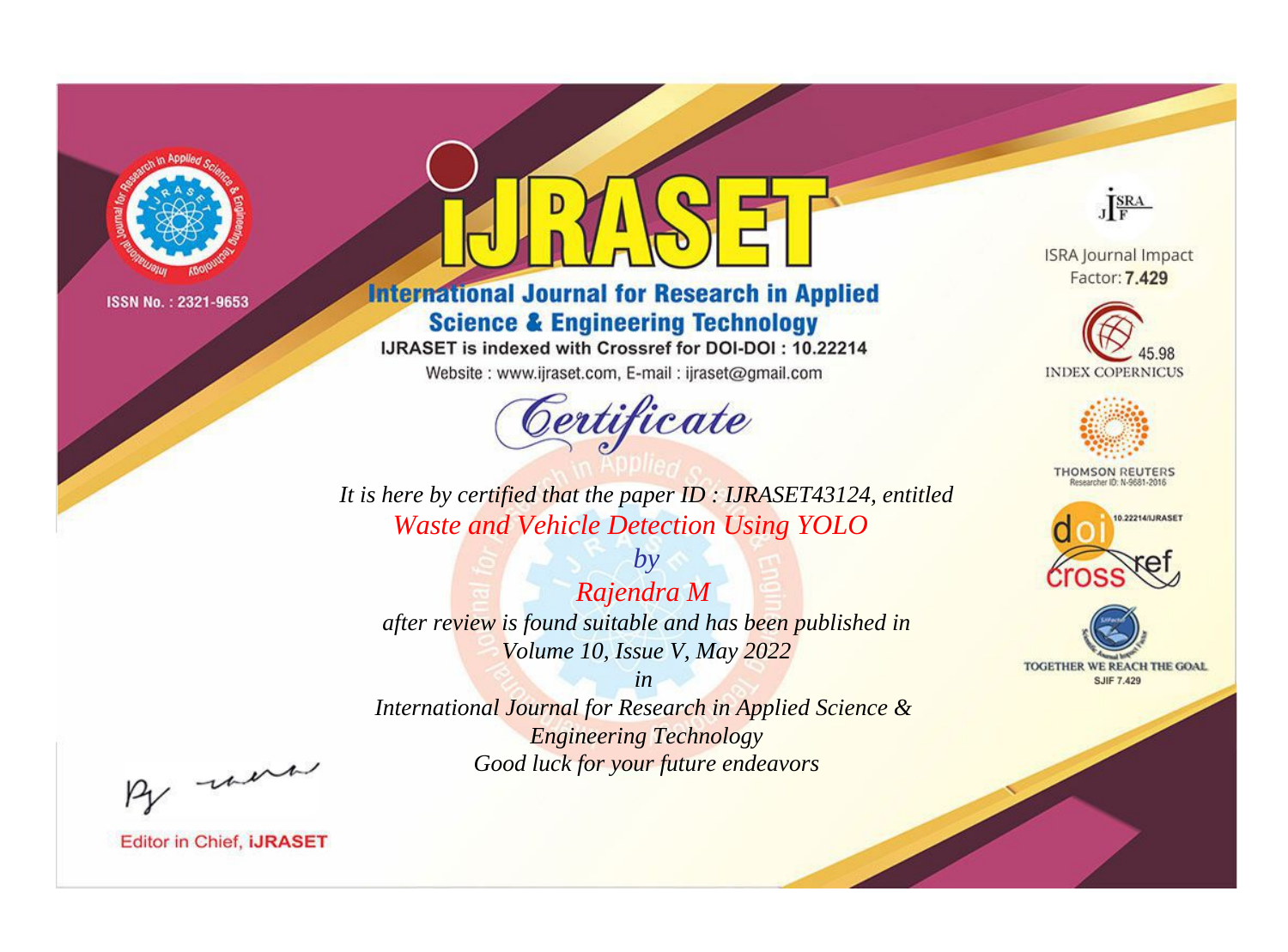ISSN No. : 2321-9653

# iJRASET

## International Journal for Research in Applied Science & Engineering Technology

IJRASET is indexed with Crossref for DOI-DOI : 10.22214

Website : www.ijraset.com, E-mail : ijraset@gmail.com

# Certificate

*It is here by certified that the paper ID : IJRASET43124, entitled*

*Waste and Vehicle Detection Using YOLO*

*by*

*Rajendra M*

*after review is found suitable and has been published in*

*Volume 10, Issue V, May 2022*

*in*

*International Journal for Research in Applied Science & Engineering Technology*

*Good luck for your future endeavors*

ISRA Journal Impact Factor: **7.429**

45.98 INDEX COPERNICUS

THOMSON REUTERS Researcher ID: N-9681-2016

10.22214/IJRASET

TOGETHER WE REACH THE GOAL SJIF 7.429

Editor in Chief, **iJRASET**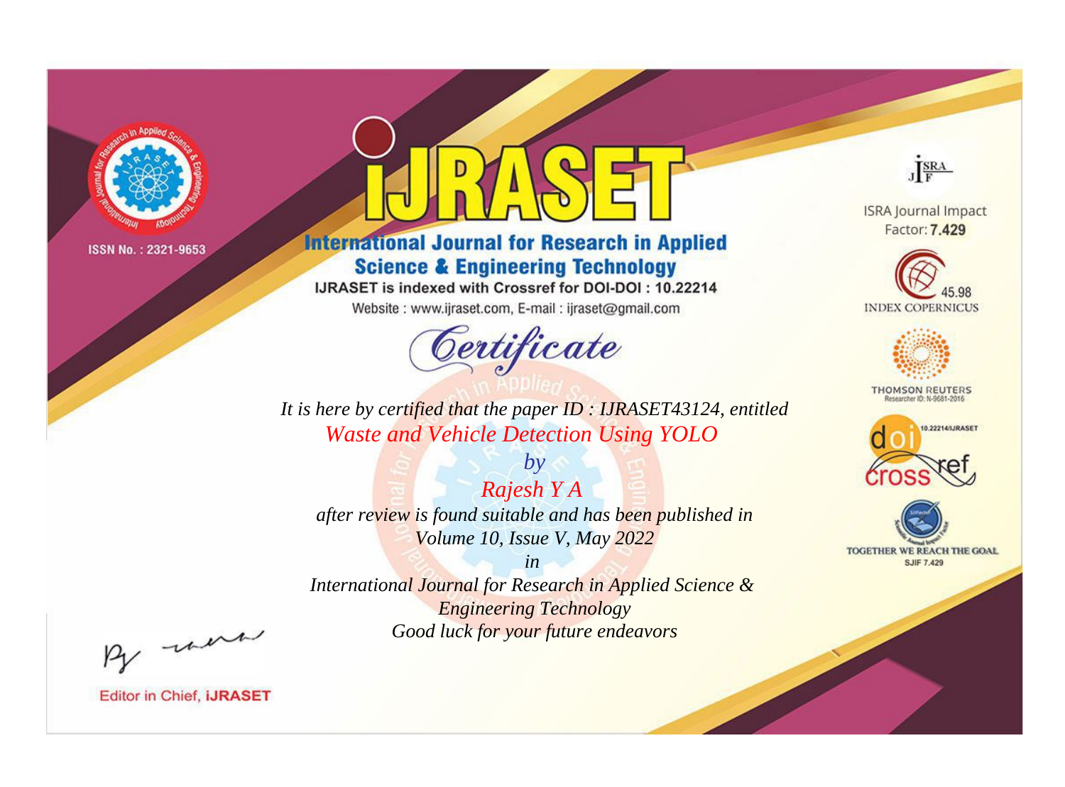ISSN No. : 2321-9653

# IJRASET

## International Journal for Research in Applied Science & Engineering Technology

IJRASET is indexed with Crossref for DOI-DOI : 10.22214

Website : www.ijraset.com, E-mail : ijraset@gmail.com

ISRA Journal Impact Factor: **7.429**

45.98 INDEX COPERNICUS

THOMSON REUTERS Researcher ID: N-9681-2016

10.22214/IJRASET

TOGETHER WE REACH THE GOAL SJIF 7.429

## *Certificate*

*It is here by certified that the paper ID : IJRASET43124, entitled*

*Waste and Vehicle Detection Using YOLO*

*by*

*Rajesh Y A*

*after review is found suitable and has been published in*

*Volume 10, Issue V, May 2022*

*in*

*International Journal for Research in Applied Science & Engineering Technology*

*Good luck for your future endeavors*

Editor in Chief, **iJRASET**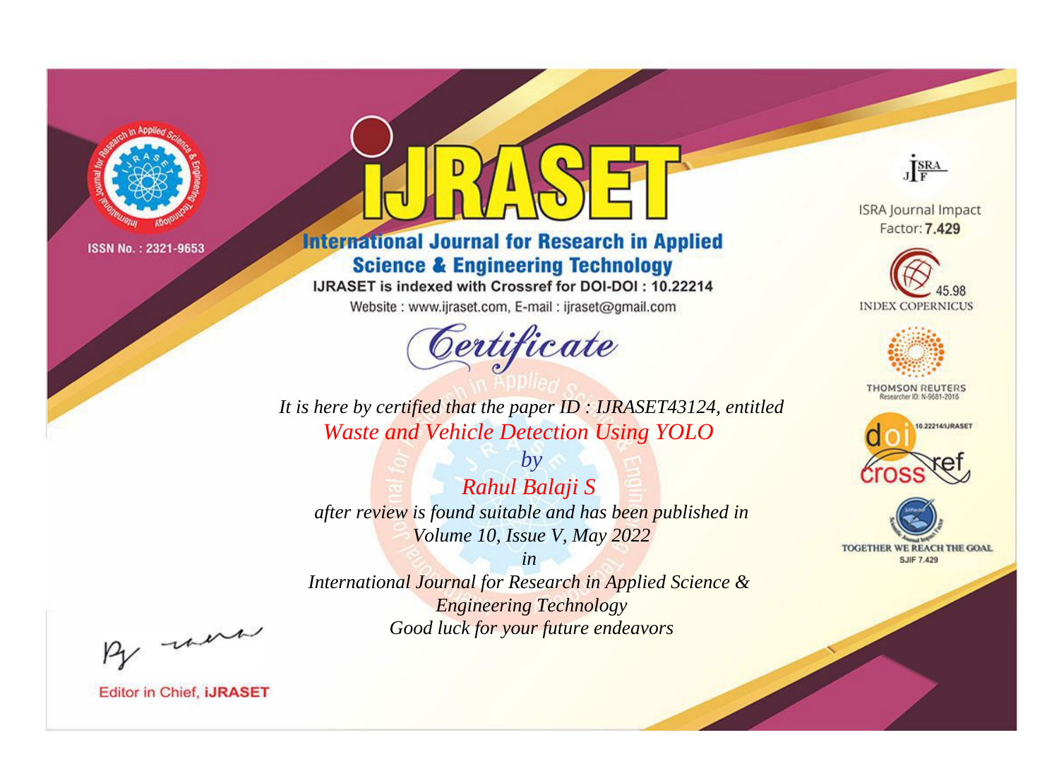ISSN No. : 2321-9653

# iJRASET

## International Journal for Research in Applied Science & Engineering Technology

IJRASET is indexed with Crossref for DOI-DOI : 10.22214

Website : www.ijraset.com, E-mail : ijraset@gmail.com

ISRA Journal Impact Factor: **7.429**

45.98 INDEX COPERNICUS

THOMSON REUTERS Researcher ID: N-9681-2016

10.22214/IJRASET

TOGETHER WE REACH THE GOAL SJIF 7.429

# *Certificate*

*It is here by certified that the paper ID : IJRASET43124, entitled*

*Waste and Vehicle Detection Using YOLO*

*by*

*Rahul Balaji S*

*after review is found suitable and has been published in*

*Volume 10, Issue V, May 2022*

*in*

*International Journal for Research in Applied Science & Engineering Technology*

*Good luck for your future endeavors*

Editor in Chief, **iJRASET**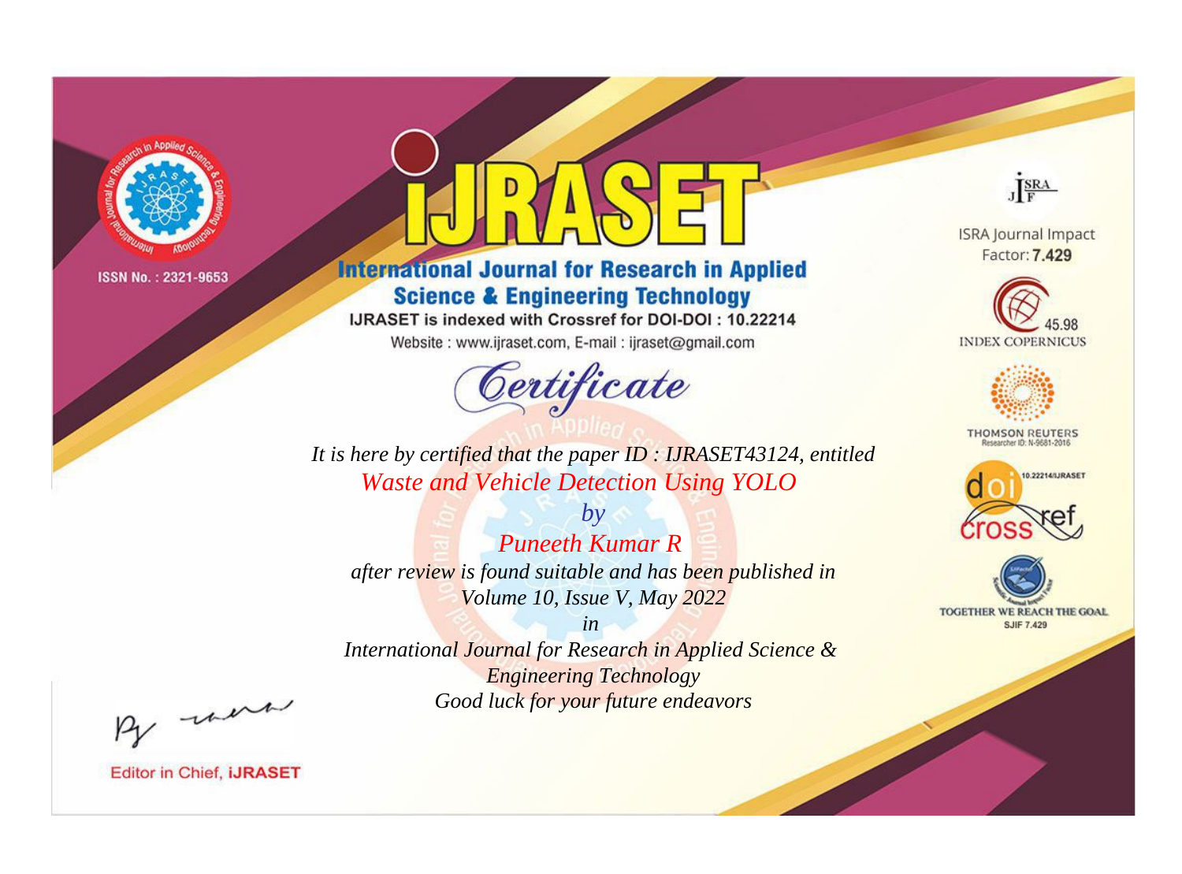ISSN No. : 2321-9653

# IJRASET

## International Journal for Research in Applied Science & Engineering Technology

IJRASET is indexed with Crossref for DOI-DOI : 10.22214

Website : www.ijraset.com, E-mail : ijraset@gmail.com

# *Certificate*

*It is here by certified that the paper ID : IJRASET43124, entitled*

*Waste and Vehicle Detection Using YOLO*

*by*

*Puneeth Kumar R*

*after review is found suitable and has been published in*

*Volume 10, Issue V, May 2022*

*in*

*International Journal for Research in Applied Science & Engineering Technology*

*Good luck for your future endeavors*

ISRA Journal Impact Factor: **7.429**

45.98 INDEX COPERNICUS

THOMSON REUTERS Researcher ID: N-9681-2016

10.22214/IJRASET

TOGETHER WE REACH THE GOAL SJIF 7.429

Editor in Chief, **iJRASET**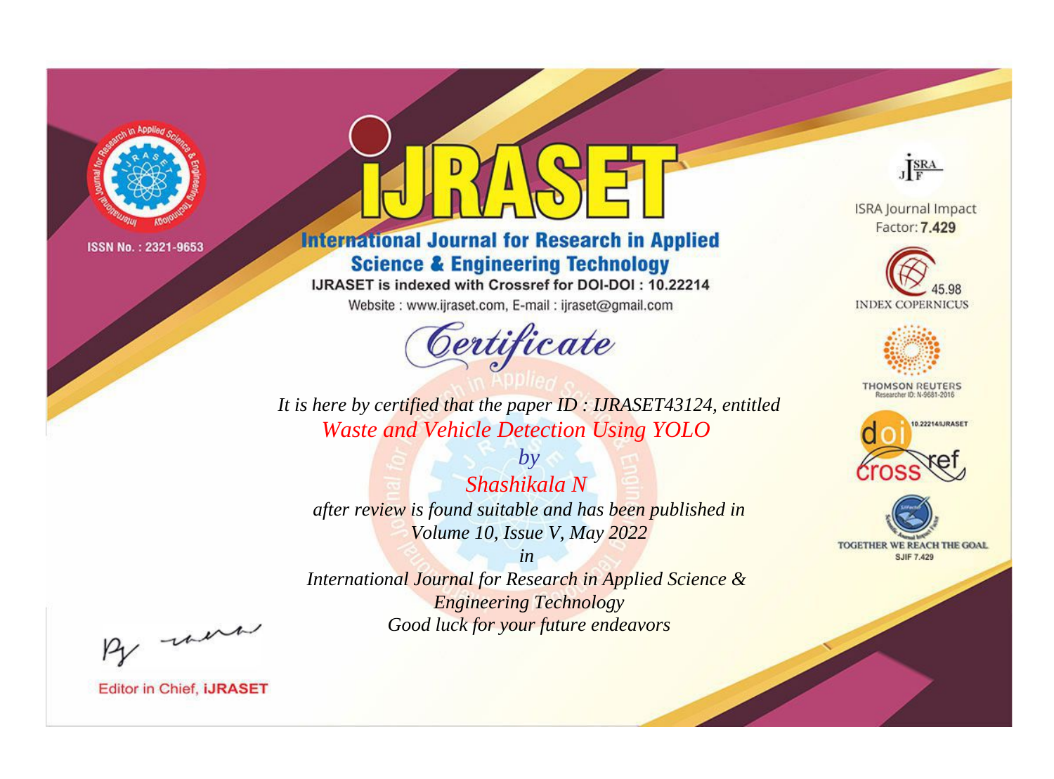ISSN No. : 2321-9653

# IJRASET

## International Journal for Research in Applied Science & Engineering Technology

IJRASET is indexed with Crossref for DOI-DOI : 10.22214

Website : www.ijraset.com, E-mail : ijraset@gmail.com

# Certificate

*It is here by certified that the paper ID : IJRASET43124, entitled*

*Waste and Vehicle Detection Using YOLO*

*by*

*Shashikala N*

*after review is found suitable and has been published in*

*Volume 10, Issue V, May 2022*

*in*

*International Journal for Research in Applied Science & Engineering Technology*

*Good luck for your future endeavors*

ISRA Journal Impact Factor: **7.429**

45.98 INDEX COPERNICUS

THOMSON REUTERS Researcher ID: N-9681-2016

10.22214/IJRASET

TOGETHER WE REACH THE GOAL SJIF 7.429

Editor in Chief, **iJRASET**